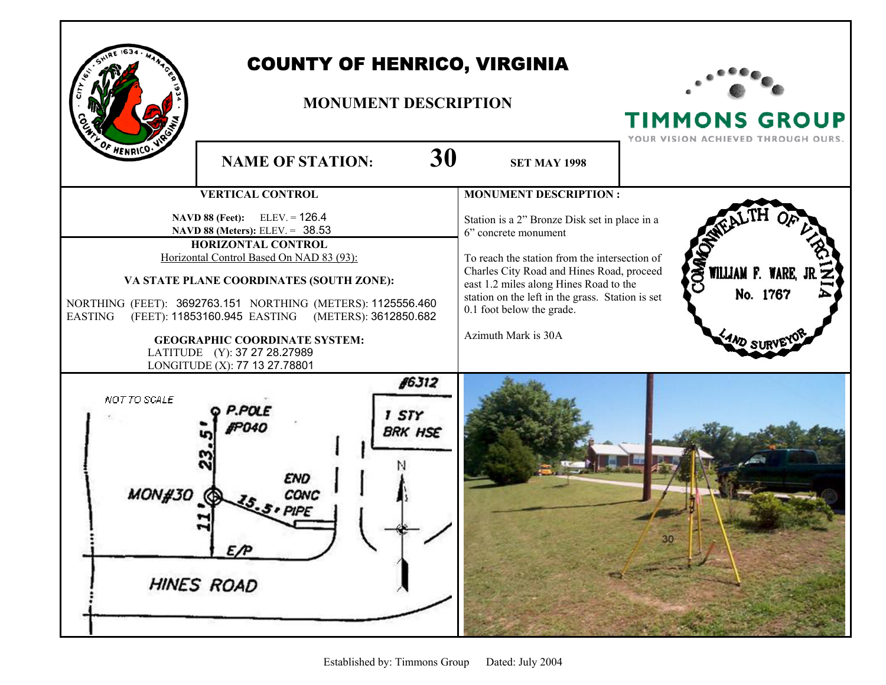# COUNTY OF HENRICO, VIRGINIA

## MONUMENT DESCRIPTION

TIMMONS GROUP
YOUR VISION ACHIEVED THROUGH OURS.

**NAME OF STATION:** **30** **SET MAY 1998**

### VERTICAL CONTROL

**NAVD 88 (Feet):** ELEV. = 126.4
**NAVD 88 (Meters):** ELEV. = 38.53

### HORIZONTAL CONTROL

Horizontal Control Based On NAD 83 (93):

**VA STATE PLANE COORDINATES (SOUTH ZONE):**

NORTHING (FEET): 3692763.151 NORTHING (METERS): 1125556.460
EASTING (FEET): 11853160.945 EASTING (METERS): 3612850.682

**GEOGRAPHIC COORDINATE SYSTEM:**

LATITUDE (Y): 37 27 28.27989
LONGITUDE (X): 77 13 27.78801

### MONUMENT DESCRIPTION :

Station is a 2" Bronze Disk set in place in a 6" concrete monument

To reach the station from the intersection of Charles City Road and Hines Road, proceed east 1.2 miles along Hines Road to the station on the left in the grass. Station is set 0.1 foot below the grade.

Azimuth Mark is 30A

COMMONWEALTH OF VIRGINIA
WILLIAM F. WARE, JR.
No. 1767
LAND SURVEYOR

NOT TO SCALE

P.POLE #P040

23.5'

MON#30

11'

15.5' PIPE

END CONC

E/P

#6312

1 STY BRK HSE

N

HINES ROAD

30

Established by: Timmons Group Dated: July 2004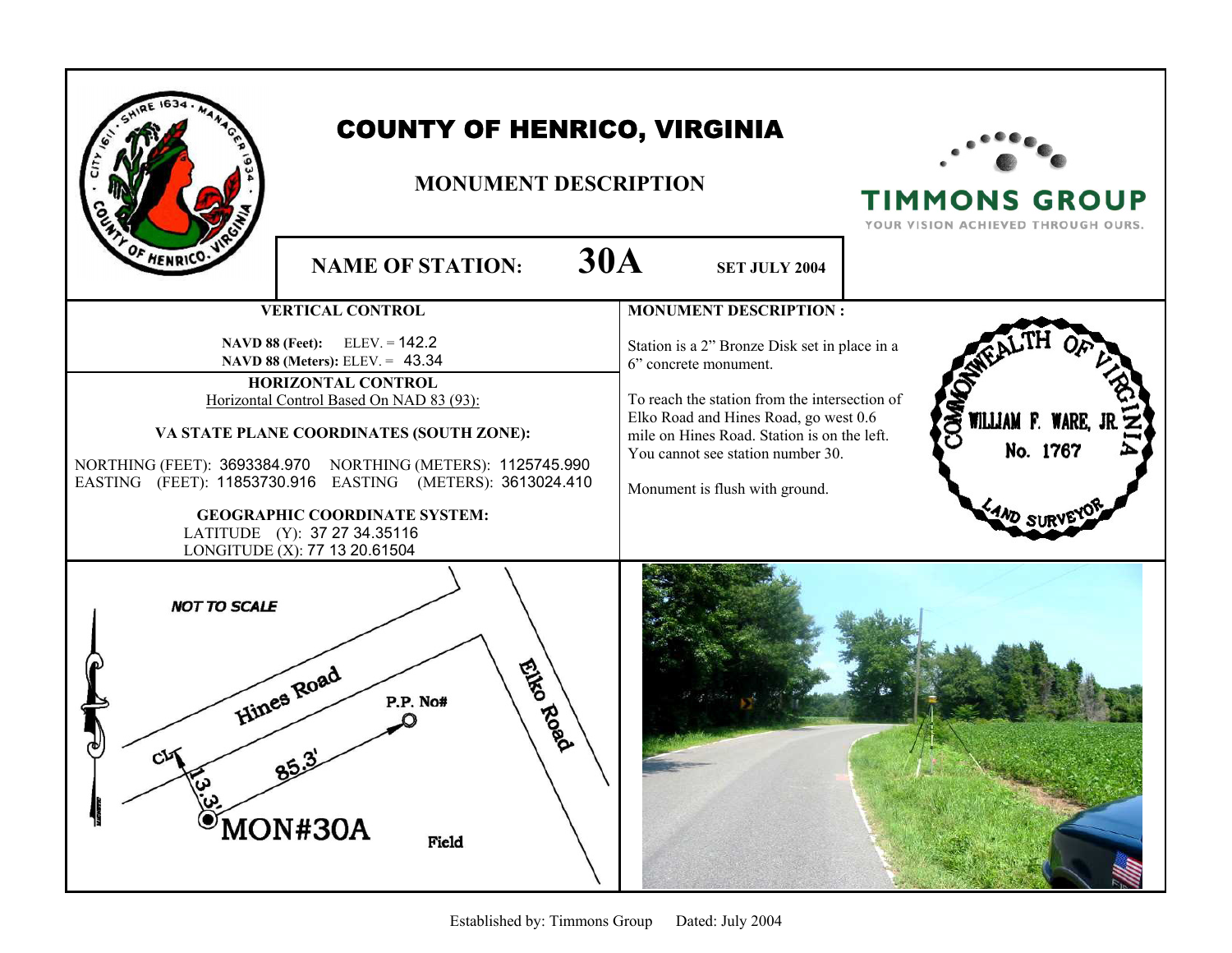# COUNTY OF HENRICO, VIRGINIA

## MONUMENT DESCRIPTION

TIMMONS GROUP
YOUR VISION ACHIEVED THROUGH OURS.

**NAME OF STATION:** **30A** **SET JULY 2004**

### VERTICAL CONTROL

**NAVD 88 (Feet):** ELEV. = 142.2
**NAVD 88 (Meters):** ELEV. = 43.34

### HORIZONTAL CONTROL

Horizontal Control Based On NAD 83 (93):

**VA STATE PLANE COORDINATES (SOUTH ZONE):**

NORTHING (FEET): 3693384.970 NORTHING (METERS): 1125745.990
EASTING (FEET): 11853730.916 EASTING (METERS): 3613024.410

**GEOGRAPHIC COORDINATE SYSTEM:**

LATITUDE (Y): 37 27 34.35116
LONGITUDE (X): 77 13 20.61504

### MONUMENT DESCRIPTION :

Station is a 2” Bronze Disk set in place in a 6” concrete monument.

To reach the station from the intersection of Elko Road and Hines Road, go west 0.6 mile on Hines Road. Station is on the left. You cannot see station number 30.

Monument is flush with ground.

COMMONWEALTH OF VIRGINIA
WILLIAM F. WARE, JR.
No. 1767
LAND SURVEYOR

NOT TO SCALE

Hines Road
Elko Road
P.P. No#
85.3'
CL
13.3'
MON#30A
Field

Established by: Timmons Group Dated: July 2004